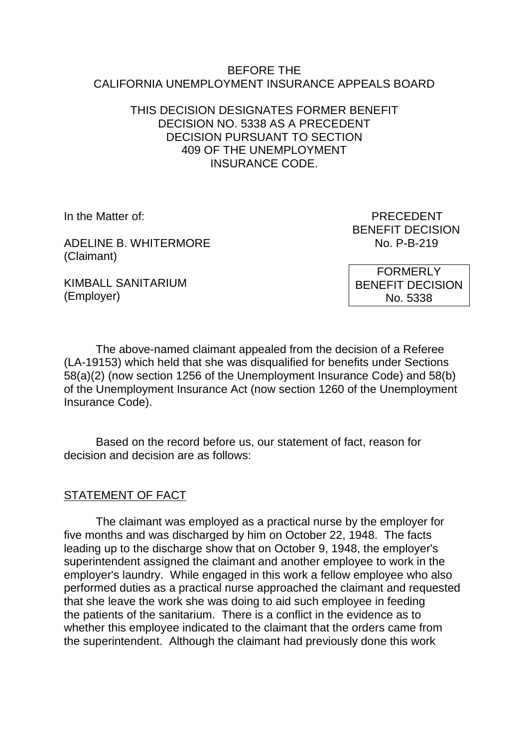BEFORE THE
CALIFORNIA UNEMPLOYMENT INSURANCE APPEALS BOARD

THIS DECISION DESIGNATES FORMER BENEFIT DECISION NO. 5338 AS A PRECEDENT DECISION PURSUANT TO SECTION 409 OF THE UNEMPLOYMENT INSURANCE CODE.

In the Matter of:

ADELINE B. WHITERMORE
(Claimant)

KIMBALL SANITARIUM
(Employer)

PRECEDENT
BENEFIT DECISION
No. P-B-219

FORMERLY
BENEFIT DECISION
No. 5338

The above-named claimant appealed from the decision of a Referee (LA-19153) which held that she was disqualified for benefits under Sections 58(a)(2) (now section 1256 of the Unemployment Insurance Code) and 58(b) of the Unemployment Insurance Act (now section 1260 of the Unemployment Insurance Code).

Based on the record before us, our statement of fact, reason for decision and decision are as follows:

STATEMENT OF FACT

The claimant was employed as a practical nurse by the employer for five months and was discharged by him on October 22, 1948. The facts leading up to the discharge show that on October 9, 1948, the employer's superintendent assigned the claimant and another employee to work in the employer's laundry. While engaged in this work a fellow employee who also performed duties as a practical nurse approached the claimant and requested that she leave the work she was doing to aid such employee in feeding the patients of the sanitarium. There is a conflict in the evidence as to whether this employee indicated to the claimant that the orders came from the superintendent. Although the claimant had previously done this work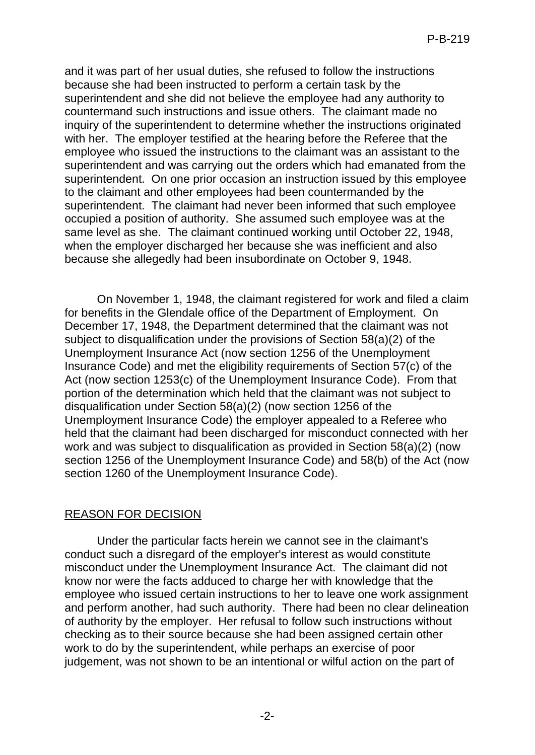and it was part of her usual duties, she refused to follow the instructions because she had been instructed to perform a certain task by the superintendent and she did not believe the employee had any authority to countermand such instructions and issue others. The claimant made no inquiry of the superintendent to determine whether the instructions originated with her. The employer testified at the hearing before the Referee that the employee who issued the instructions to the claimant was an assistant to the superintendent and was carrying out the orders which had emanated from the superintendent. On one prior occasion an instruction issued by this employee to the claimant and other employees had been countermanded by the superintendent. The claimant had never been informed that such employee occupied a position of authority. She assumed such employee was at the same level as she. The claimant continued working until October 22, 1948, when the employer discharged her because she was inefficient and also because she allegedly had been insubordinate on October 9, 1948.

On November 1, 1948, the claimant registered for work and filed a claim for benefits in the Glendale office of the Department of Employment. On December 17, 1948, the Department determined that the claimant was not subject to disqualification under the provisions of Section 58(a)(2) of the Unemployment Insurance Act (now section 1256 of the Unemployment Insurance Code) and met the eligibility requirements of Section 57(c) of the Act (now section 1253(c) of the Unemployment Insurance Code). From that portion of the determination which held that the claimant was not subject to disqualification under Section 58(a)(2) (now section 1256 of the Unemployment Insurance Code) the employer appealed to a Referee who held that the claimant had been discharged for misconduct connected with her work and was subject to disqualification as provided in Section 58(a)(2) (now section 1256 of the Unemployment Insurance Code) and 58(b) of the Act (now section 1260 of the Unemployment Insurance Code).

## REASON FOR DECISION

Under the particular facts herein we cannot see in the claimant's conduct such a disregard of the employer's interest as would constitute misconduct under the Unemployment Insurance Act. The claimant did not know nor were the facts adduced to charge her with knowledge that the employee who issued certain instructions to her to leave one work assignment and perform another, had such authority. There had been no clear delineation of authority by the employer. Her refusal to follow such instructions without checking as to their source because she had been assigned certain other work to do by the superintendent, while perhaps an exercise of poor judgement, was not shown to be an intentional or wilful action on the part of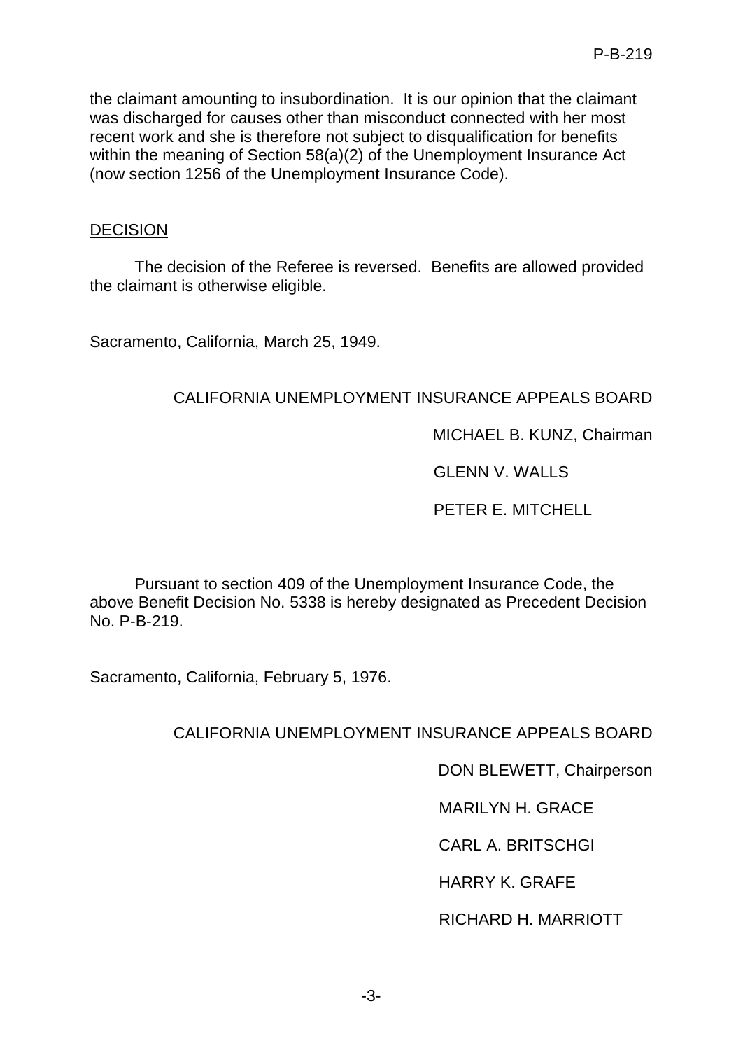the claimant amounting to insubordination. It is our opinion that the claimant was discharged for causes other than misconduct connected with her most recent work and she is therefore not subject to disqualification for benefits within the meaning of Section 58(a)(2) of the Unemployment Insurance Act (now section 1256 of the Unemployment Insurance Code).

## DECISION

The decision of the Referee is reversed. Benefits are allowed provided the claimant is otherwise eligible.

Sacramento, California, March 25, 1949.

CALIFORNIA UNEMPLOYMENT INSURANCE APPEALS BOARD

MICHAEL B. KUNZ, Chairman

GLENN V. WALLS

PETER E. MITCHELL

Pursuant to section 409 of the Unemployment Insurance Code, the above Benefit Decision No. 5338 is hereby designated as Precedent Decision No. P-B-219.

Sacramento, California, February 5, 1976.

CALIFORNIA UNEMPLOYMENT INSURANCE APPEALS BOARD

DON BLEWETT, Chairperson

MARILYN H. GRACE

CARL A. BRITSCHGI

HARRY K. GRAFE

RICHARD H. MARRIOTT